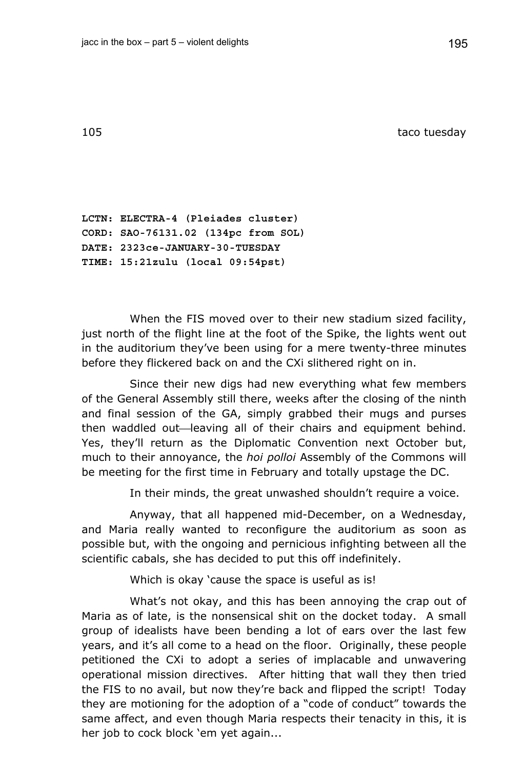## 105 taco tuesday

**LCTN: ELECTRA-4 (Pleiades cluster)**
**CORD: SAO-76131.02 (134pc from SOL)**
**DATE: 2323ce-JANUARY-30-TUESDAY**
**TIME: 15:21zulu (local 09:54pst)**

When the FIS moved over to their new stadium sized facility, just north of the flight line at the foot of the Spike, the lights went out in the auditorium they've been using for a mere twenty-three minutes before they flickered back on and the CXi slithered right on in.

Since their new digs had new everything what few members of the General Assembly still there, weeks after the closing of the ninth and final session of the GA, simply grabbed their mugs and purses then waddled out—leaving all of their chairs and equipment behind. Yes, they'll return as the Diplomatic Convention next October but, much to their annoyance, the *hoi polloi* Assembly of the Commons will be meeting for the first time in February and totally upstage the DC.

In their minds, the great unwashed shouldn't require a voice.

Anyway, that all happened mid-December, on a Wednesday, and Maria really wanted to reconfigure the auditorium as soon as possible but, with the ongoing and pernicious infighting between all the scientific cabals, she has decided to put this off indefinitely.

Which is okay 'cause the space is useful as is!

What's not okay, and this has been annoying the crap out of Maria as of late, is the nonsensical shit on the docket today. A small group of idealists have been bending a lot of ears over the last few years, and it's all come to a head on the floor. Originally, these people petitioned the CXi to adopt a series of implacable and unwavering operational mission directives. After hitting that wall they then tried the FIS to no avail, but now they're back and flipped the script! Today they are motioning for the adoption of a "code of conduct" towards the same affect, and even though Maria respects their tenacity in this, it is her job to cock block 'em yet again...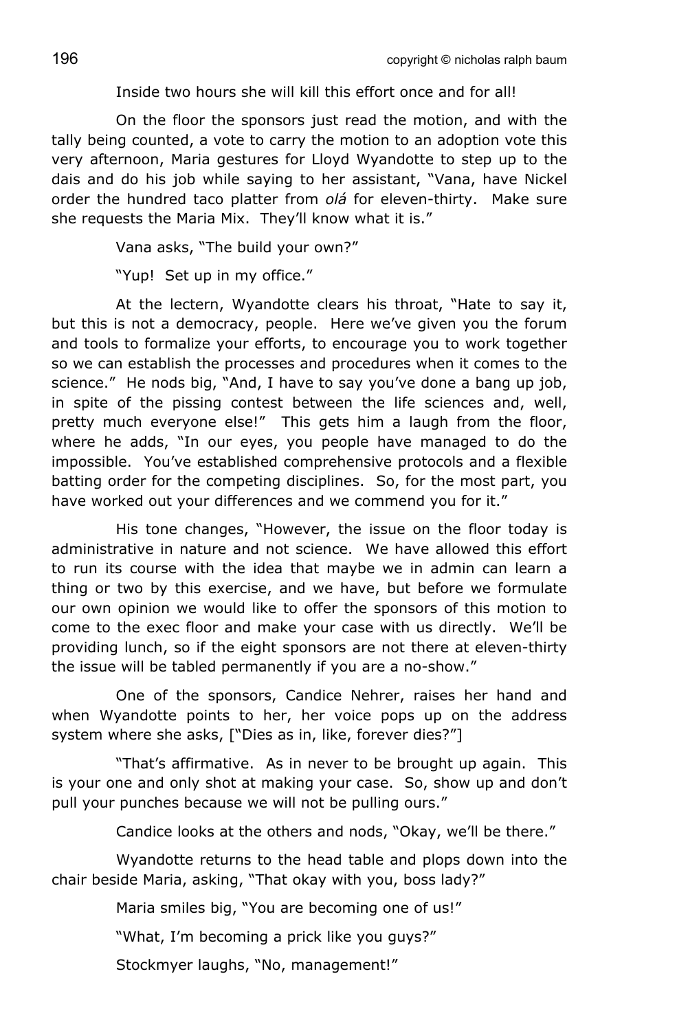Inside two hours she will kill this effort once and for all!

On the floor the sponsors just read the motion, and with the tally being counted, a vote to carry the motion to an adoption vote this very afternoon, Maria gestures for Lloyd Wyandotte to step up to the dais and do his job while saying to her assistant, "Vana, have Nickel order the hundred taco platter from *olá* for eleven-thirty. Make sure she requests the Maria Mix. They'll know what it is."

Vana asks, "The build your own?"

"Yup! Set up in my office."

At the lectern, Wyandotte clears his throat, "Hate to say it, but this is not a democracy, people. Here we've given you the forum and tools to formalize your efforts, to encourage you to work together so we can establish the processes and procedures when it comes to the science." He nods big, "And, I have to say you've done a bang up job, in spite of the pissing contest between the life sciences and, well, pretty much everyone else!" This gets him a laugh from the floor, where he adds, "In our eyes, you people have managed to do the impossible. You've established comprehensive protocols and a flexible batting order for the competing disciplines. So, for the most part, you have worked out your differences and we commend you for it."

His tone changes, "However, the issue on the floor today is administrative in nature and not science. We have allowed this effort to run its course with the idea that maybe we in admin can learn a thing or two by this exercise, and we have, but before we formulate our own opinion we would like to offer the sponsors of this motion to come to the exec floor and make your case with us directly. We'll be providing lunch, so if the eight sponsors are not there at eleven-thirty the issue will be tabled permanently if you are a no-show."

One of the sponsors, Candice Nehrer, raises her hand and when Wyandotte points to her, her voice pops up on the address system where she asks, ["Dies as in, like, forever dies?"]

"That's affirmative. As in never to be brought up again. This is your one and only shot at making your case. So, show up and don't pull your punches because we will not be pulling ours."

Candice looks at the others and nods, "Okay, we'll be there."

Wyandotte returns to the head table and plops down into the chair beside Maria, asking, "That okay with you, boss lady?"

Maria smiles big, "You are becoming one of us!"

"What, I'm becoming a prick like you guys?"

Stockmyer laughs, "No, management!"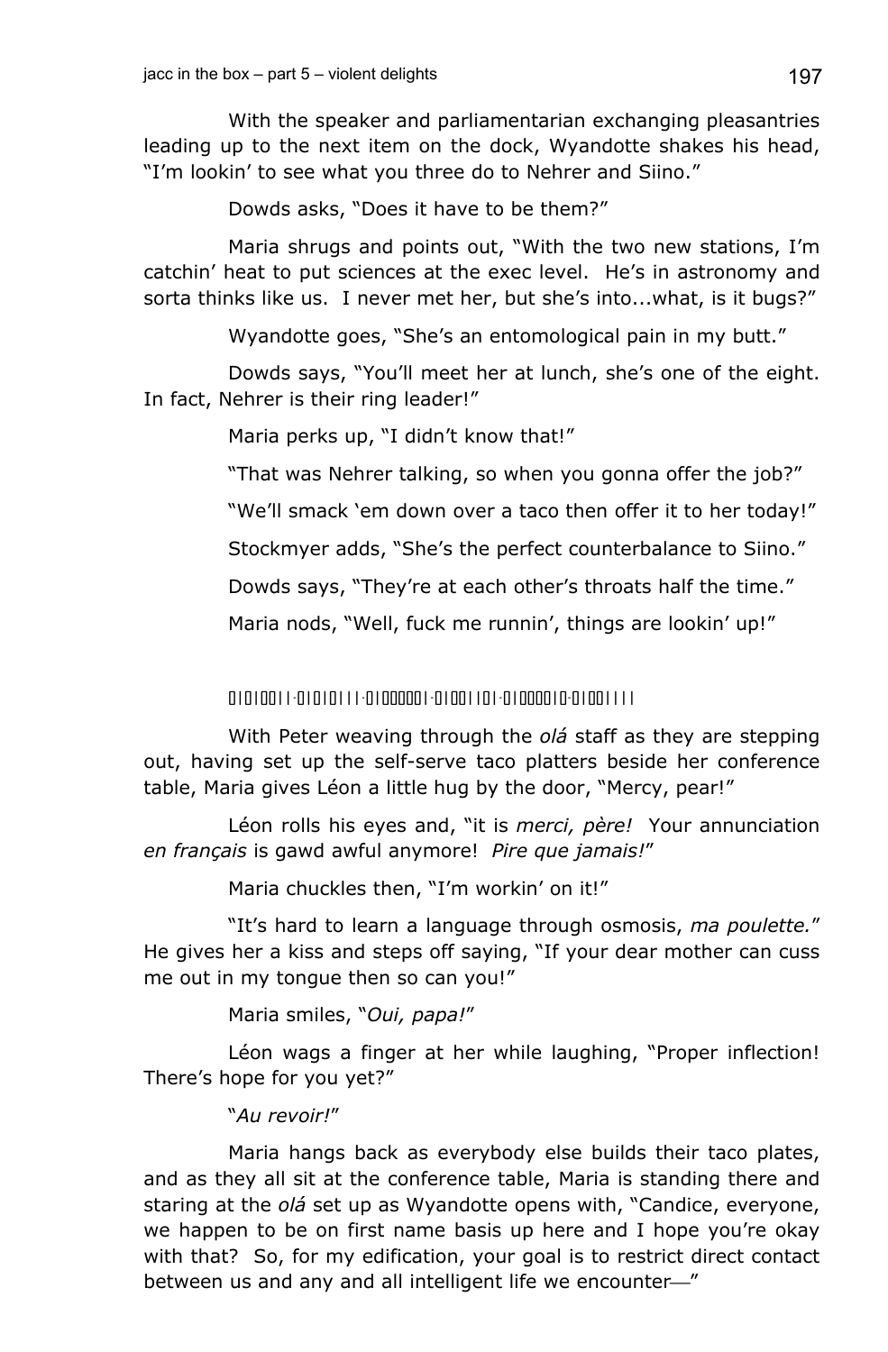With the speaker and parliamentarian exchanging pleasantries leading up to the next item on the dock, Wyandotte shakes his head, "I'm lookin' to see what you three do to Nehrer and Siino."

Dowds asks, "Does it have to be them?"

Maria shrugs and points out, "With the two new stations, I'm catchin' heat to put sciences at the exec level. He's in astronomy and sorta thinks like us. I never met her, but she's into...what, is it bugs?"

Wyandotte goes, "She's an entomological pain in my butt."

Dowds says, "You'll meet her at lunch, she's one of the eight. In fact, Nehrer is their ring leader!"

Maria perks up, "I didn't know that!"

"That was Nehrer talking, so when you gonna offer the job?"

"We'll smack 'em down over a taco then offer it to her today!"

Stockmyer adds, "She's the perfect counterbalance to Siino."

Dowds says, "They're at each other's throats half the time."

Maria nods, "Well, fuck me runnin', things are lookin' up!"

01010011·01010111·01000001·01001101·01000010·01001111

With Peter weaving through the *olá* staff as they are stepping out, having set up the self-serve taco platters beside her conference table, Maria gives Léon a little hug by the door, "Mercy, pear!"

Léon rolls his eyes and, "it is *merci, père!* Your annunciation *en français* is gawd awful anymore! *Pire que jamais!*"

Maria chuckles then, "I'm workin' on it!"

"It's hard to learn a language through osmosis, *ma poulette.*" He gives her a kiss and steps off saying, "If your dear mother can cuss me out in my tongue then so can you!"

Maria smiles, "*Oui, papa!*"

Léon wags a finger at her while laughing, "Proper inflection! There's hope for you yet?"

"*Au revoir!*"

Maria hangs back as everybody else builds their taco plates, and as they all sit at the conference table, Maria is standing there and staring at the *olá* set up as Wyandotte opens with, "Candice, everyone, we happen to be on first name basis up here and I hope you're okay with that? So, for my edification, your goal is to restrict direct contact between us and any and all intelligent life we encounter—"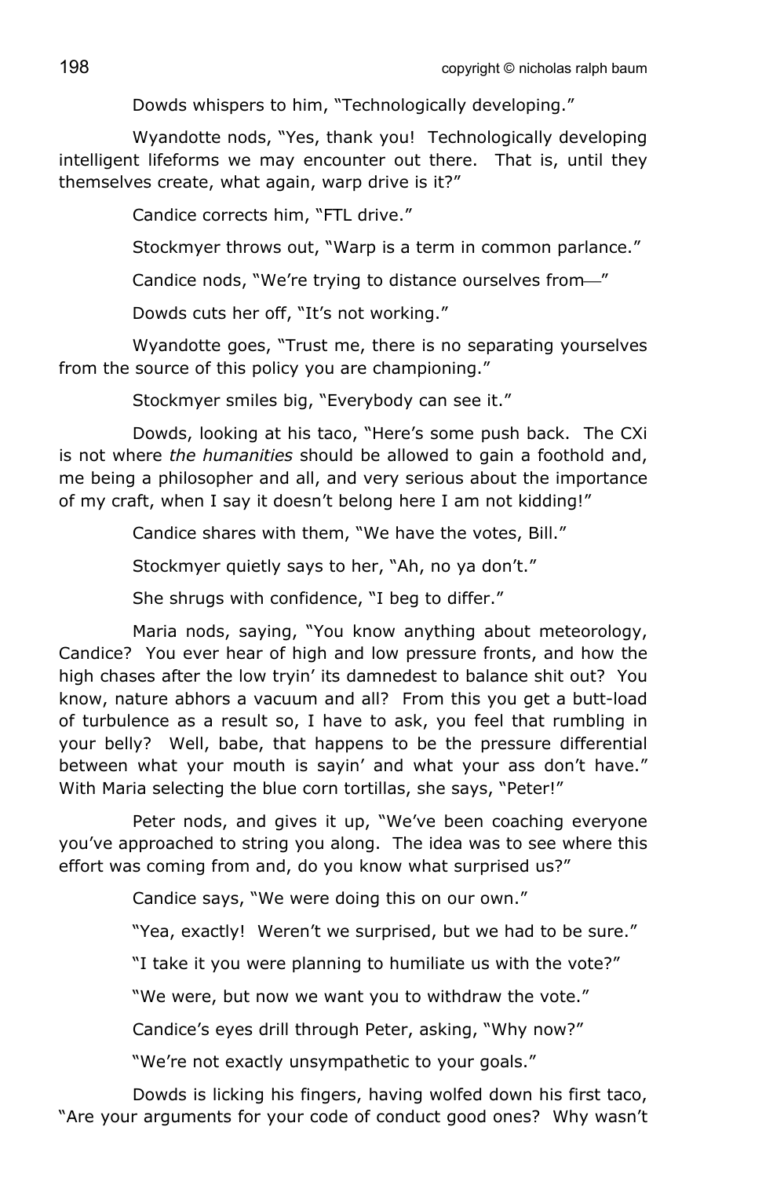Dowds whispers to him, "Technologically developing."

Wyandotte nods, "Yes, thank you! Technologically developing intelligent lifeforms we may encounter out there. That is, until they themselves create, what again, warp drive is it?"

Candice corrects him, "FTL drive."

Stockmyer throws out, "Warp is a term in common parlance."

Candice nods, "We're trying to distance ourselves from—"

Dowds cuts her off, "It's not working."

Wyandotte goes, "Trust me, there is no separating yourselves from the source of this policy you are championing."

Stockmyer smiles big, "Everybody can see it."

Dowds, looking at his taco, "Here's some push back. The CXi is not where *the humanities* should be allowed to gain a foothold and, me being a philosopher and all, and very serious about the importance of my craft, when I say it doesn't belong here I am not kidding!"

Candice shares with them, "We have the votes, Bill."

Stockmyer quietly says to her, "Ah, no ya don't."

She shrugs with confidence, "I beg to differ."

Maria nods, saying, "You know anything about meteorology, Candice? You ever hear of high and low pressure fronts, and how the high chases after the low tryin' its damnedest to balance shit out? You know, nature abhors a vacuum and all? From this you get a butt-load of turbulence as a result so, I have to ask, you feel that rumbling in your belly? Well, babe, that happens to be the pressure differential between what your mouth is sayin' and what your ass don't have." With Maria selecting the blue corn tortillas, she says, "Peter!"

Peter nods, and gives it up, "We've been coaching everyone you've approached to string you along. The idea was to see where this effort was coming from and, do you know what surprised us?"

Candice says, "We were doing this on our own."

"Yea, exactly! Weren't we surprised, but we had to be sure."

"I take it you were planning to humiliate us with the vote?"

"We were, but now we want you to withdraw the vote."

Candice's eyes drill through Peter, asking, "Why now?"

"We're not exactly unsympathetic to your goals."

Dowds is licking his fingers, having wolfed down his first taco, "Are your arguments for your code of conduct good ones? Why wasn't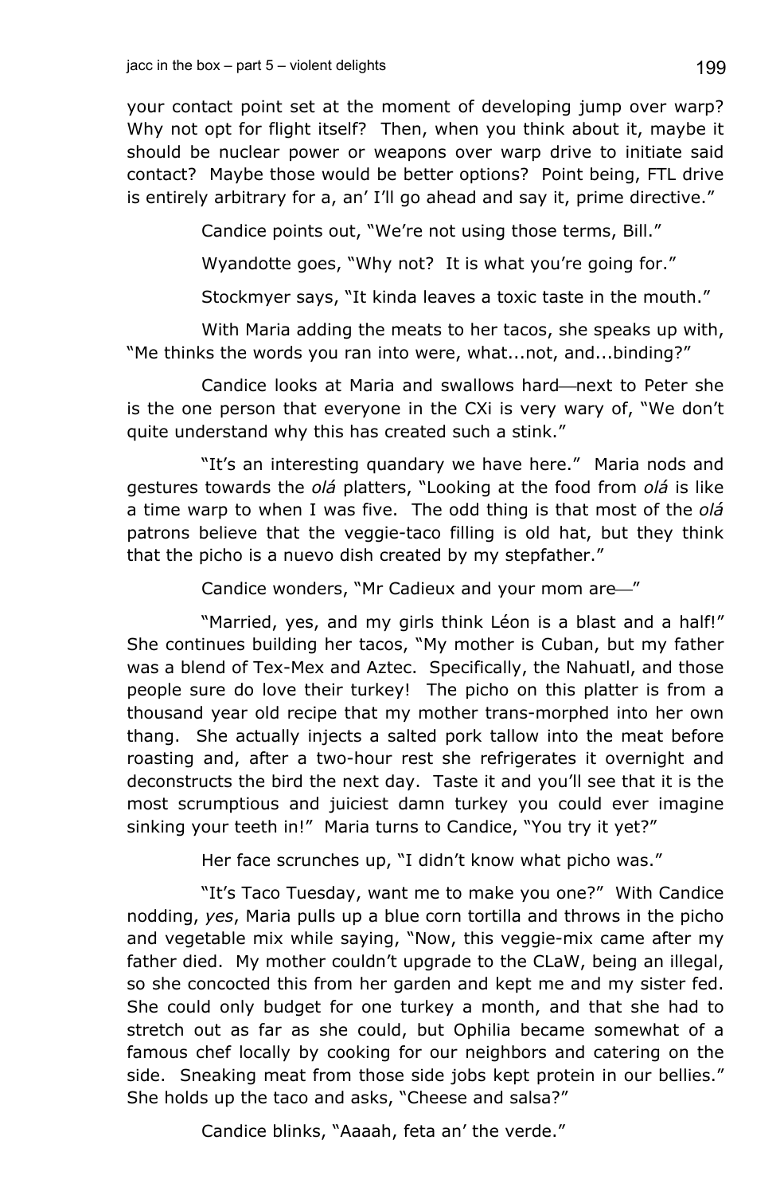your contact point set at the moment of developing jump over warp? Why not opt for flight itself? Then, when you think about it, maybe it should be nuclear power or weapons over warp drive to initiate said contact? Maybe those would be better options? Point being, FTL drive is entirely arbitrary for a, an' I'll go ahead and say it, prime directive."

Candice points out, "We're not using those terms, Bill."

Wyandotte goes, "Why not? It is what you're going for."

Stockmyer says, "It kinda leaves a toxic taste in the mouth."

With Maria adding the meats to her tacos, she speaks up with, "Me thinks the words you ran into were, what...not, and...binding?"

Candice looks at Maria and swallows hard—next to Peter she is the one person that everyone in the CXi is very wary of, "We don't quite understand why this has created such a stink."

"It's an interesting quandary we have here." Maria nods and gestures towards the *olá* platters, "Looking at the food from *olá* is like a time warp to when I was five. The odd thing is that most of the *olá* patrons believe that the veggie-taco filling is old hat, but they think that the picho is a nuevo dish created by my stepfather."

Candice wonders, "Mr Cadieux and your mom are—"

"Married, yes, and my girls think Léon is a blast and a half!" She continues building her tacos, "My mother is Cuban, but my father was a blend of Tex-Mex and Aztec. Specifically, the Nahuatl, and those people sure do love their turkey! The picho on this platter is from a thousand year old recipe that my mother trans-morphed into her own thang. She actually injects a salted pork tallow into the meat before roasting and, after a two-hour rest she refrigerates it overnight and deconstructs the bird the next day. Taste it and you'll see that it is the most scrumptious and juiciest damn turkey you could ever imagine sinking your teeth in!" Maria turns to Candice, "You try it yet?"

Her face scrunches up, "I didn't know what picho was."

"It's Taco Tuesday, want me to make you one?" With Candice nodding, *yes*, Maria pulls up a blue corn tortilla and throws in the picho and vegetable mix while saying, "Now, this veggie-mix came after my father died. My mother couldn't upgrade to the CLaW, being an illegal, so she concocted this from her garden and kept me and my sister fed. She could only budget for one turkey a month, and that she had to stretch out as far as she could, but Ophilia became somewhat of a famous chef locally by cooking for our neighbors and catering on the side. Sneaking meat from those side jobs kept protein in our bellies." She holds up the taco and asks, "Cheese and salsa?"

Candice blinks, "Aaaah, feta an' the verde."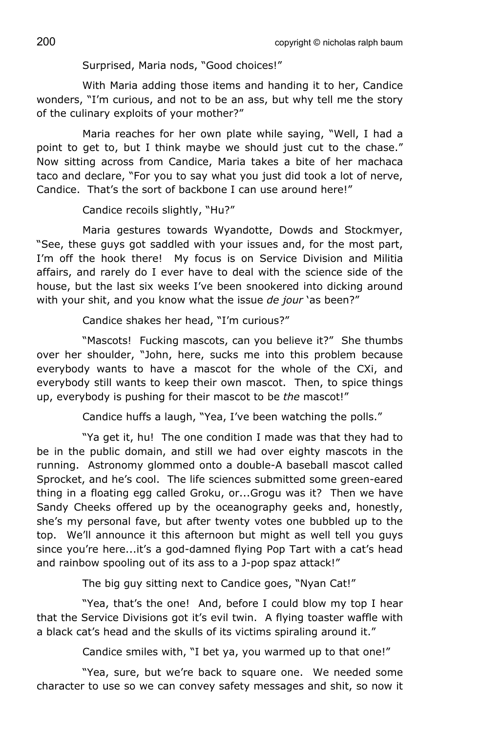Surprised, Maria nods, "Good choices!"

With Maria adding those items and handing it to her, Candice wonders, "I'm curious, and not to be an ass, but why tell me the story of the culinary exploits of your mother?"

Maria reaches for her own plate while saying, "Well, I had a point to get to, but I think maybe we should just cut to the chase." Now sitting across from Candice, Maria takes a bite of her machaca taco and declare, "For you to say what you just did took a lot of nerve, Candice. That's the sort of backbone I can use around here!"

Candice recoils slightly, "Hu?"

Maria gestures towards Wyandotte, Dowds and Stockmyer, "See, these guys got saddled with your issues and, for the most part, I'm off the hook there! My focus is on Service Division and Militia affairs, and rarely do I ever have to deal with the science side of the house, but the last six weeks I've been snookered into dicking around with your shit, and you know what the issue *de jour* 'as been?"

Candice shakes her head, "I'm curious?"

"Mascots! Fucking mascots, can you believe it?" She thumbs over her shoulder, "John, here, sucks me into this problem because everybody wants to have a mascot for the whole of the CXi, and everybody still wants to keep their own mascot. Then, to spice things up, everybody is pushing for their mascot to be *the* mascot!"

Candice huffs a laugh, "Yea, I've been watching the polls."

"Ya get it, hu! The one condition I made was that they had to be in the public domain, and still we had over eighty mascots in the running. Astronomy glommed onto a double-A baseball mascot called Sprocket, and he's cool. The life sciences submitted some green-eared thing in a floating egg called Groku, or...Grogu was it? Then we have Sandy Cheeks offered up by the oceanography geeks and, honestly, she's my personal fave, but after twenty votes one bubbled up to the top. We'll announce it this afternoon but might as well tell you guys since you're here...it's a god-damned flying Pop Tart with a cat's head and rainbow spooling out of its ass to a J-pop spaz attack!"

The big guy sitting next to Candice goes, "Nyan Cat!"

"Yea, that's the one! And, before I could blow my top I hear that the Service Divisions got it's evil twin. A flying toaster waffle with a black cat's head and the skulls of its victims spiraling around it."

Candice smiles with, "I bet ya, you warmed up to that one!"

"Yea, sure, but we're back to square one. We needed some character to use so we can convey safety messages and shit, so now it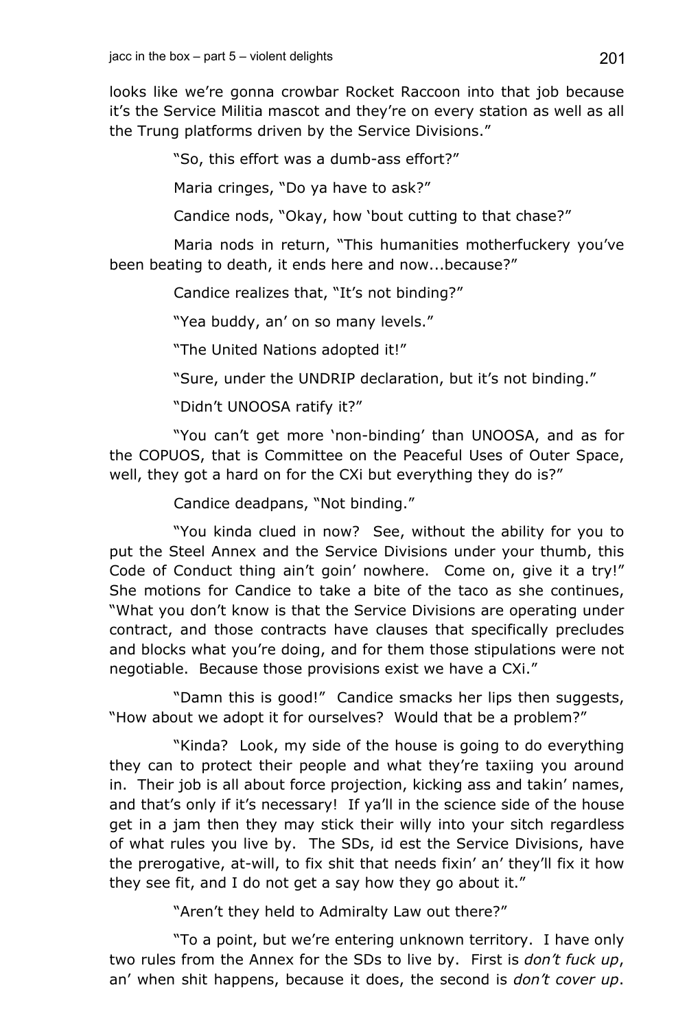looks like we're gonna crowbar Rocket Raccoon into that job because it's the Service Militia mascot and they're on every station as well as all the Trung platforms driven by the Service Divisions."

"So, this effort was a dumb-ass effort?"

Maria cringes, "Do ya have to ask?"

Candice nods, "Okay, how 'bout cutting to that chase?"

Maria nods in return, "This humanities motherfuckery you've been beating to death, it ends here and now...because?"

Candice realizes that, "It's not binding?"

"Yea buddy, an' on so many levels."

"The United Nations adopted it!"

"Sure, under the UNDRIP declaration, but it's not binding."

"Didn't UNOOSA ratify it?"

"You can't get more 'non-binding' than UNOOSA, and as for the COPUOS, that is Committee on the Peaceful Uses of Outer Space, well, they got a hard on for the CXi but everything they do is?"

Candice deadpans, "Not binding."

"You kinda clued in now? See, without the ability for you to put the Steel Annex and the Service Divisions under your thumb, this Code of Conduct thing ain't goin' nowhere. Come on, give it a try!" She motions for Candice to take a bite of the taco as she continues, "What you don't know is that the Service Divisions are operating under contract, and those contracts have clauses that specifically precludes and blocks what you're doing, and for them those stipulations were not negotiable. Because those provisions exist we have a CXi."

"Damn this is good!" Candice smacks her lips then suggests, "How about we adopt it for ourselves? Would that be a problem?"

"Kinda? Look, my side of the house is going to do everything they can to protect their people and what they're taxiing you around in. Their job is all about force projection, kicking ass and takin' names, and that's only if it's necessary! If ya'll in the science side of the house get in a jam then they may stick their willy into your sitch regardless of what rules you live by. The SDs, id est the Service Divisions, have the prerogative, at-will, to fix shit that needs fixin' an' they'll fix it how they see fit, and I do not get a say how they go about it."

"Aren't they held to Admiralty Law out there?"

"To a point, but we're entering unknown territory. I have only two rules from the Annex for the SDs to live by. First is *don't fuck up*, an' when shit happens, because it does, the second is *don't cover up*.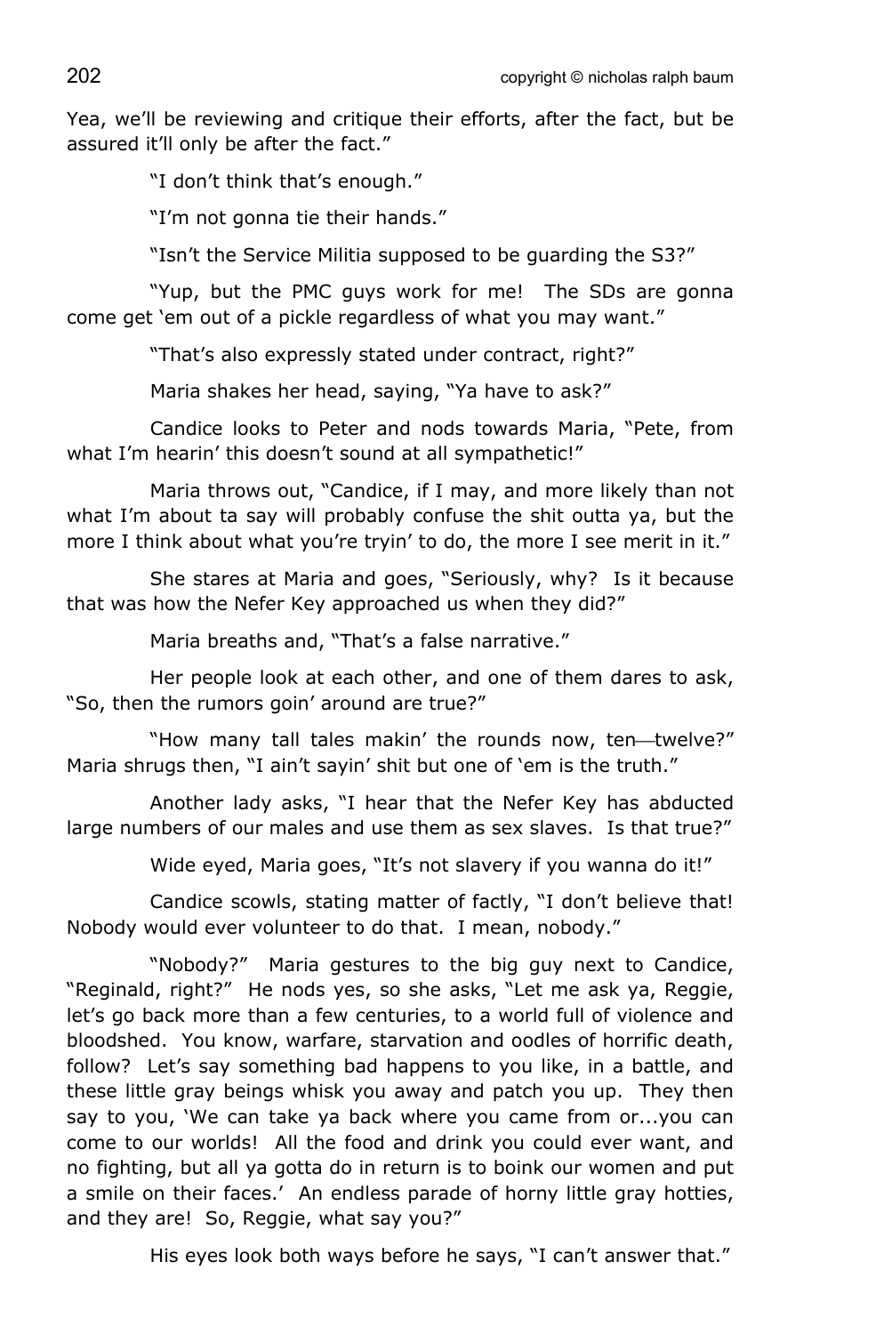Yea, we'll be reviewing and critique their efforts, after the fact, but be assured it'll only be after the fact."

"I don't think that's enough."

"I'm not gonna tie their hands."

"Isn't the Service Militia supposed to be guarding the S3?"

"Yup, but the PMC guys work for me! The SDs are gonna come get 'em out of a pickle regardless of what you may want."

"That's also expressly stated under contract, right?"

Maria shakes her head, saying, "Ya have to ask?"

Candice looks to Peter and nods towards Maria, "Pete, from what I'm hearin' this doesn't sound at all sympathetic!"

Maria throws out, "Candice, if I may, and more likely than not what I'm about ta say will probably confuse the shit outta ya, but the more I think about what you're tryin' to do, the more I see merit in it."

She stares at Maria and goes, "Seriously, why? Is it because that was how the Nefer Key approached us when they did?"

Maria breaths and, "That's a false narrative."

Her people look at each other, and one of them dares to ask, "So, then the rumors goin' around are true?"

"How many tall tales makin' the rounds now, ten—twelve?" Maria shrugs then, "I ain't sayin' shit but one of 'em is the truth."

Another lady asks, "I hear that the Nefer Key has abducted large numbers of our males and use them as sex slaves. Is that true?"

Wide eyed, Maria goes, "It's not slavery if you wanna do it!"

Candice scowls, stating matter of factly, "I don't believe that! Nobody would ever volunteer to do that. I mean, nobody."

"Nobody?" Maria gestures to the big guy next to Candice, "Reginald, right?" He nods yes, so she asks, "Let me ask ya, Reggie, let's go back more than a few centuries, to a world full of violence and bloodshed. You know, warfare, starvation and oodles of horrific death, follow? Let's say something bad happens to you like, in a battle, and these little gray beings whisk you away and patch you up. They then say to you, 'We can take ya back where you came from or...you can come to our worlds! All the food and drink you could ever want, and no fighting, but all ya gotta do in return is to boink our women and put a smile on their faces.' An endless parade of horny little gray hotties, and they are! So, Reggie, what say you?"

His eyes look both ways before he says, "I can't answer that."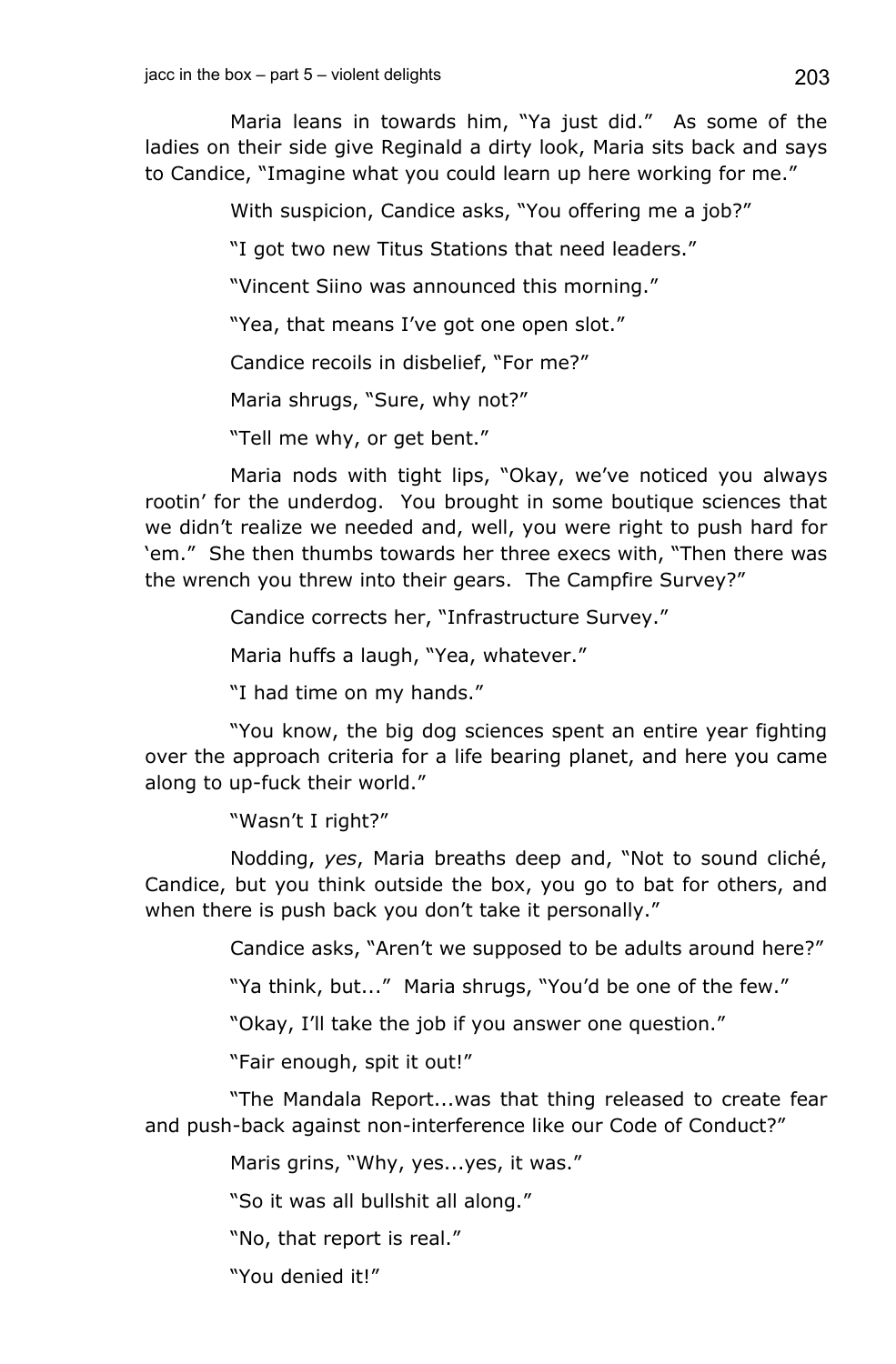Maria leans in towards him, "Ya just did." As some of the ladies on their side give Reginald a dirty look, Maria sits back and says to Candice, "Imagine what you could learn up here working for me."

With suspicion, Candice asks, "You offering me a job?"

"I got two new Titus Stations that need leaders."

"Vincent Siino was announced this morning."

"Yea, that means I've got one open slot."

Candice recoils in disbelief, "For me?"

Maria shrugs, "Sure, why not?"

"Tell me why, or get bent."

Maria nods with tight lips, "Okay, we've noticed you always rootin' for the underdog. You brought in some boutique sciences that we didn't realize we needed and, well, you were right to push hard for 'em." She then thumbs towards her three execs with, "Then there was the wrench you threw into their gears. The Campfire Survey?"

Candice corrects her, "Infrastructure Survey."

Maria huffs a laugh, "Yea, whatever."

"I had time on my hands."

"You know, the big dog sciences spent an entire year fighting over the approach criteria for a life bearing planet, and here you came along to up-fuck their world."

"Wasn't I right?"

Nodding, *yes*, Maria breaths deep and, "Not to sound cliché, Candice, but you think outside the box, you go to bat for others, and when there is push back you don't take it personally."

Candice asks, "Aren't we supposed to be adults around here?"

"Ya think, but..." Maria shrugs, "You'd be one of the few."

"Okay, I'll take the job if you answer one question."

"Fair enough, spit it out!"

"The Mandala Report...was that thing released to create fear and push-back against non-interference like our Code of Conduct?"

Maris grins, "Why, yes...yes, it was."

"So it was all bullshit all along."

"No, that report is real."

"You denied it!"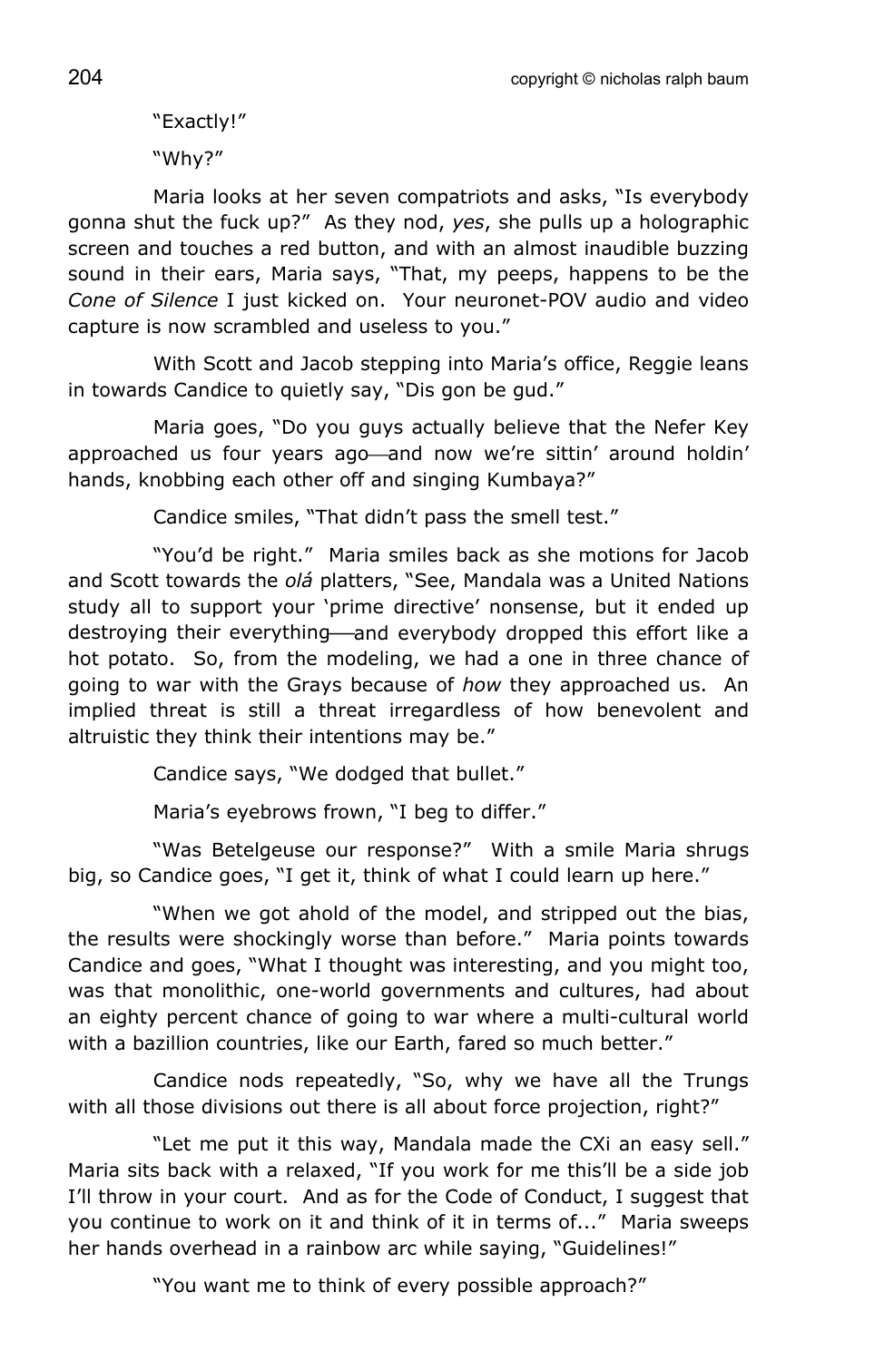"Exactly!"

"Why?"

Maria looks at her seven compatriots and asks, "Is everybody gonna shut the fuck up?" As they nod, *yes*, she pulls up a holographic screen and touches a red button, and with an almost inaudible buzzing sound in their ears, Maria says, "That, my peeps, happens to be the *Cone of Silence* I just kicked on. Your neuronet-POV audio and video capture is now scrambled and useless to you."

With Scott and Jacob stepping into Maria's office, Reggie leans in towards Candice to quietly say, "Dis gon be gud."

Maria goes, "Do you guys actually believe that the Nefer Key approached us four years ago—and now we're sittin' around holdin' hands, knobbing each other off and singing Kumbaya?"

Candice smiles, "That didn't pass the smell test."

"You'd be right." Maria smiles back as she motions for Jacob and Scott towards the *olá* platters, "See, Mandala was a United Nations study all to support your 'prime directive' nonsense, but it ended up destroying their everything——and everybody dropped this effort like a hot potato. So, from the modeling, we had a one in three chance of going to war with the Grays because of *how* they approached us. An implied threat is still a threat irregardless of how benevolent and altruistic they think their intentions may be."

Candice says, "We dodged that bullet."

Maria's eyebrows frown, "I beg to differ."

"Was Betelgeuse our response?" With a smile Maria shrugs big, so Candice goes, "I get it, think of what I could learn up here."

"When we got ahold of the model, and stripped out the bias, the results were shockingly worse than before." Maria points towards Candice and goes, "What I thought was interesting, and you might too, was that monolithic, one-world governments and cultures, had about an eighty percent chance of going to war where a multi-cultural world with a bazillion countries, like our Earth, fared so much better."

Candice nods repeatedly, "So, why we have all the Trungs with all those divisions out there is all about force projection, right?"

"Let me put it this way, Mandala made the CXi an easy sell." Maria sits back with a relaxed, "If you work for me this'll be a side job I'll throw in your court. And as for the Code of Conduct, I suggest that you continue to work on it and think of it in terms of..." Maria sweeps her hands overhead in a rainbow arc while saying, "Guidelines!"

"You want me to think of every possible approach?"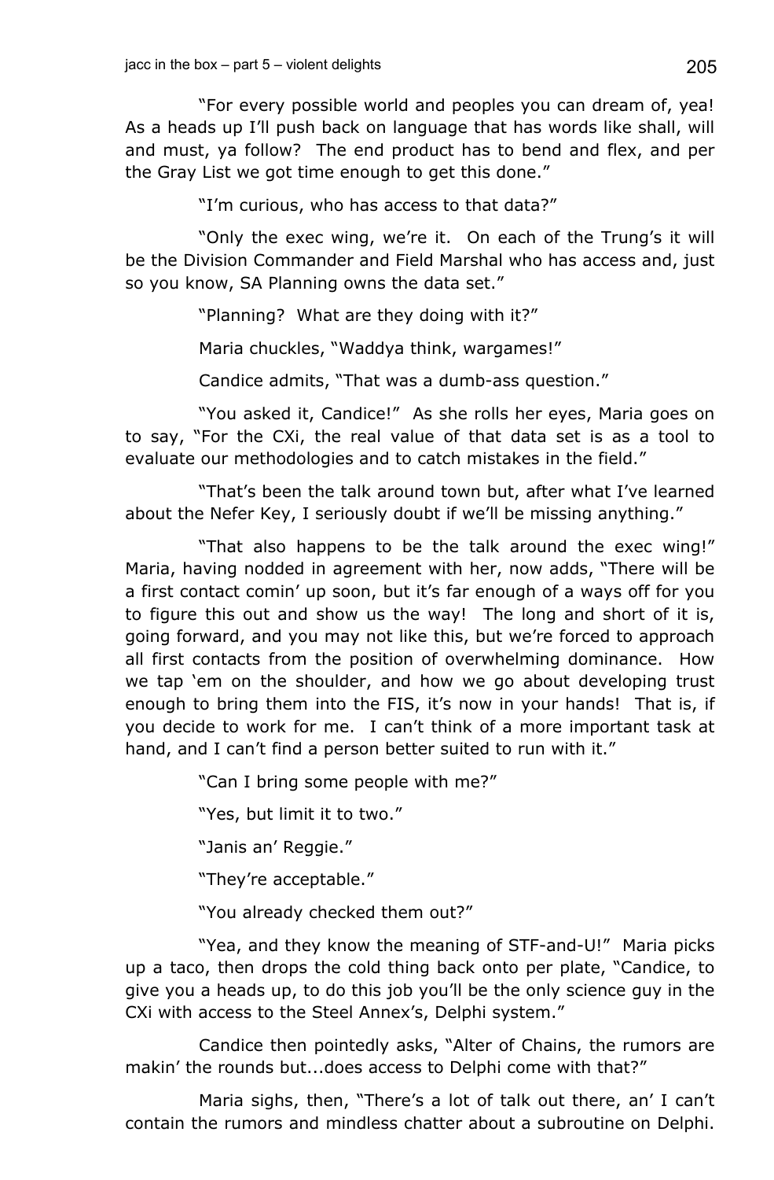"For every possible world and peoples you can dream of, yea! As a heads up I'll push back on language that has words like shall, will and must, ya follow? The end product has to bend and flex, and per the Gray List we got time enough to get this done."

"I'm curious, who has access to that data?"

"Only the exec wing, we're it. On each of the Trung's it will be the Division Commander and Field Marshal who has access and, just so you know, SA Planning owns the data set."

"Planning? What are they doing with it?"

Maria chuckles, "Waddya think, wargames!"

Candice admits, "That was a dumb-ass question."

"You asked it, Candice!" As she rolls her eyes, Maria goes on to say, "For the CXi, the real value of that data set is as a tool to evaluate our methodologies and to catch mistakes in the field."

"That's been the talk around town but, after what I've learned about the Nefer Key, I seriously doubt if we'll be missing anything."

"That also happens to be the talk around the exec wing!" Maria, having nodded in agreement with her, now adds, "There will be a first contact comin' up soon, but it's far enough of a ways off for you to figure this out and show us the way! The long and short of it is, going forward, and you may not like this, but we're forced to approach all first contacts from the position of overwhelming dominance. How we tap 'em on the shoulder, and how we go about developing trust enough to bring them into the FIS, it's now in your hands! That is, if you decide to work for me. I can't think of a more important task at hand, and I can't find a person better suited to run with it."

"Can I bring some people with me?"

"Yes, but limit it to two."

"Janis an' Reggie."

"They're acceptable."

"You already checked them out?"

"Yea, and they know the meaning of STF-and-U!" Maria picks up a taco, then drops the cold thing back onto per plate, "Candice, to give you a heads up, to do this job you'll be the only science guy in the CXi with access to the Steel Annex's, Delphi system."

Candice then pointedly asks, "Alter of Chains, the rumors are makin' the rounds but...does access to Delphi come with that?"

Maria sighs, then, "There's a lot of talk out there, an' I can't contain the rumors and mindless chatter about a subroutine on Delphi.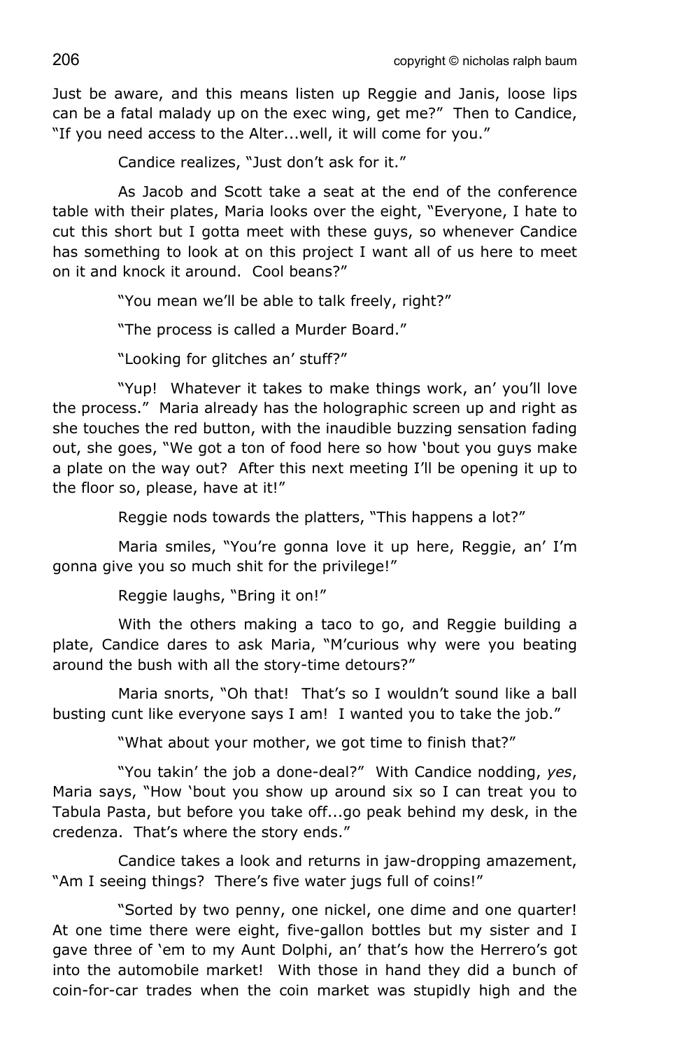Just be aware, and this means listen up Reggie and Janis, loose lips can be a fatal malady up on the exec wing, get me?" Then to Candice, "If you need access to the Alter...well, it will come for you."

Candice realizes, "Just don't ask for it."

As Jacob and Scott take a seat at the end of the conference table with their plates, Maria looks over the eight, "Everyone, I hate to cut this short but I gotta meet with these guys, so whenever Candice has something to look at on this project I want all of us here to meet on it and knock it around. Cool beans?"

"You mean we'll be able to talk freely, right?"

"The process is called a Murder Board."

"Looking for glitches an' stuff?"

"Yup! Whatever it takes to make things work, an' you'll love the process." Maria already has the holographic screen up and right as she touches the red button, with the inaudible buzzing sensation fading out, she goes, "We got a ton of food here so how 'bout you guys make a plate on the way out? After this next meeting I'll be opening it up to the floor so, please, have at it!"

Reggie nods towards the platters, "This happens a lot?"

Maria smiles, "You're gonna love it up here, Reggie, an' I'm gonna give you so much shit for the privilege!"

Reggie laughs, "Bring it on!"

With the others making a taco to go, and Reggie building a plate, Candice dares to ask Maria, "M'curious why were you beating around the bush with all the story-time detours?"

Maria snorts, "Oh that! That's so I wouldn't sound like a ball busting cunt like everyone says I am! I wanted you to take the job."

"What about your mother, we got time to finish that?"

"You takin' the job a done-deal?" With Candice nodding, *yes*, Maria says, "How 'bout you show up around six so I can treat you to Tabula Pasta, but before you take off...go peak behind my desk, in the credenza. That's where the story ends."

Candice takes a look and returns in jaw-dropping amazement, "Am I seeing things? There's five water jugs full of coins!"

"Sorted by two penny, one nickel, one dime and one quarter! At one time there were eight, five-gallon bottles but my sister and I gave three of 'em to my Aunt Dolphi, an' that's how the Herrero's got into the automobile market! With those in hand they did a bunch of coin-for-car trades when the coin market was stupidly high and the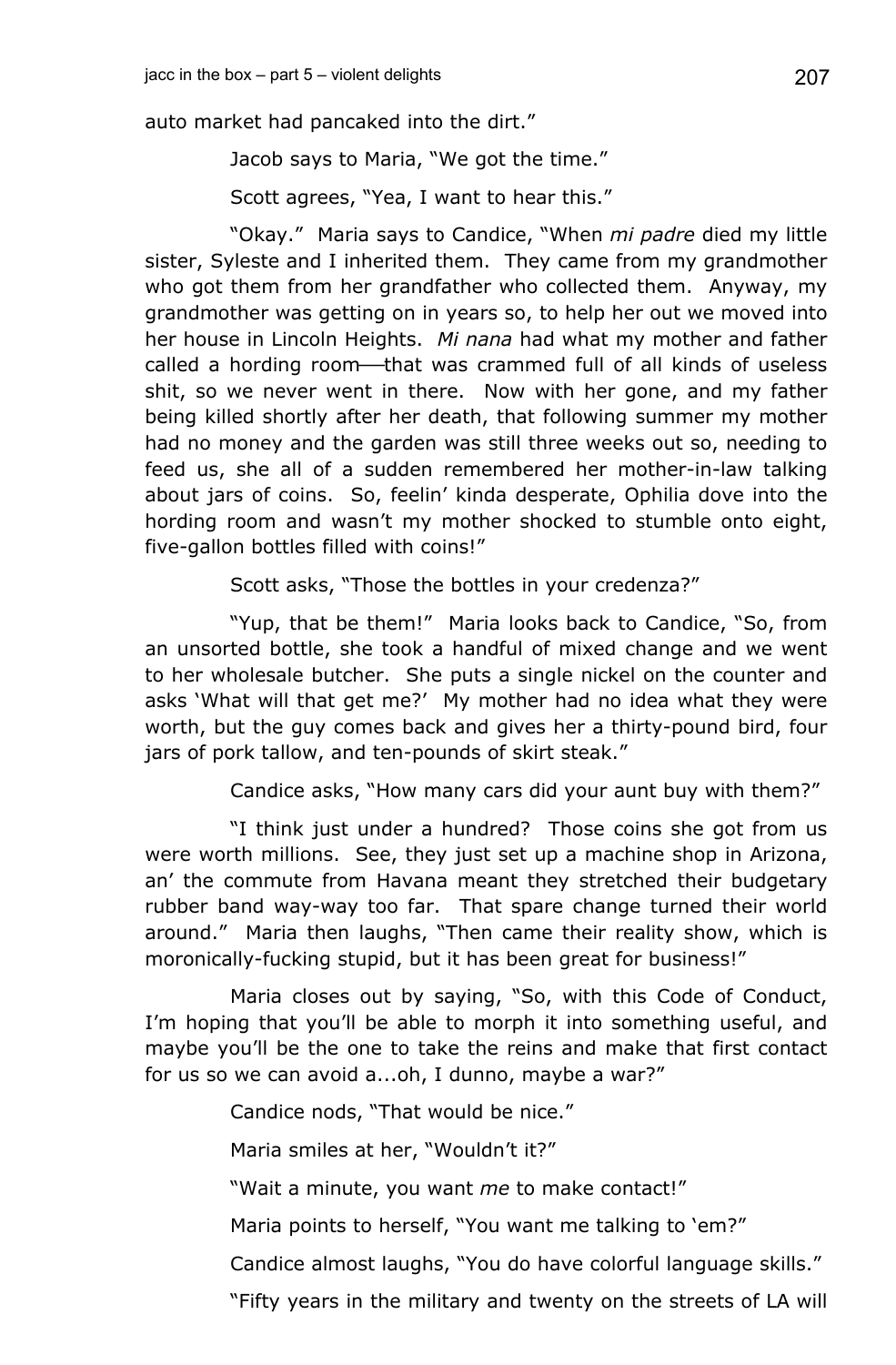auto market had pancaked into the dirt."

Jacob says to Maria, "We got the time."

Scott agrees, "Yea, I want to hear this."

"Okay." Maria says to Candice, "When *mi padre* died my little sister, Syleste and I inherited them. They came from my grandmother who got them from her grandfather who collected them. Anyway, my grandmother was getting on in years so, to help her out we moved into her house in Lincoln Heights. *Mi nana* had what my mother and father called a hording room——that was crammed full of all kinds of useless shit, so we never went in there. Now with her gone, and my father being killed shortly after her death, that following summer my mother had no money and the garden was still three weeks out so, needing to feed us, she all of a sudden remembered her mother-in-law talking about jars of coins. So, feelin' kinda desperate, Ophilia dove into the hording room and wasn't my mother shocked to stumble onto eight, five-gallon bottles filled with coins!"

Scott asks, "Those the bottles in your credenza?"

"Yup, that be them!" Maria looks back to Candice, "So, from an unsorted bottle, she took a handful of mixed change and we went to her wholesale butcher. She puts a single nickel on the counter and asks 'What will that get me?' My mother had no idea what they were worth, but the guy comes back and gives her a thirty-pound bird, four jars of pork tallow, and ten-pounds of skirt steak."

Candice asks, "How many cars did your aunt buy with them?"

"I think just under a hundred? Those coins she got from us were worth millions. See, they just set up a machine shop in Arizona, an' the commute from Havana meant they stretched their budgetary rubber band way-way too far. That spare change turned their world around." Maria then laughs, "Then came their reality show, which is moronically-fucking stupid, but it has been great for business!"

Maria closes out by saying, "So, with this Code of Conduct, I'm hoping that you'll be able to morph it into something useful, and maybe you'll be the one to take the reins and make that first contact for us so we can avoid a...oh, I dunno, maybe a war?"

Candice nods, "That would be nice."

Maria smiles at her, "Wouldn't it?"

"Wait a minute, you want *me* to make contact!"

Maria points to herself, "You want me talking to 'em?"

Candice almost laughs, "You do have colorful language skills."

"Fifty years in the military and twenty on the streets of LA will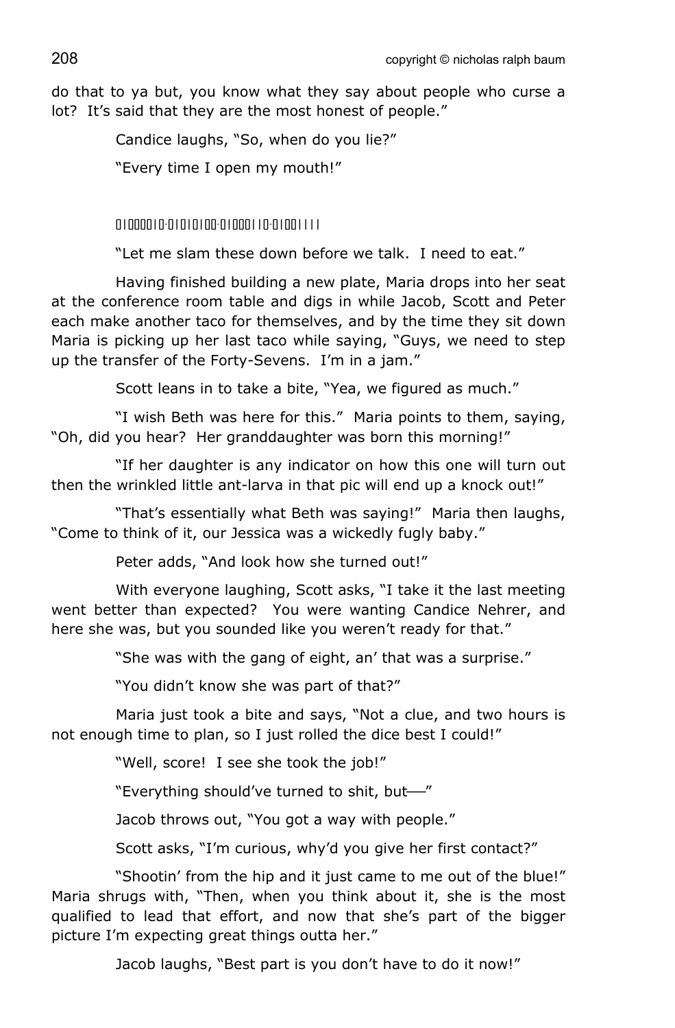do that to ya but, you know what they say about people who curse a lot? It's said that they are the most honest of people."

Candice laughs, "So, when do you lie?"

"Every time I open my mouth!"

01000010·01010100·01000110·01001111

"Let me slam these down before we talk. I need to eat."

Having finished building a new plate, Maria drops into her seat at the conference room table and digs in while Jacob, Scott and Peter each make another taco for themselves, and by the time they sit down Maria is picking up her last taco while saying, "Guys, we need to step up the transfer of the Forty-Sevens. I'm in a jam."

Scott leans in to take a bite, "Yea, we figured as much."

"I wish Beth was here for this." Maria points to them, saying, "Oh, did you hear? Her granddaughter was born this morning!"

"If her daughter is any indicator on how this one will turn out then the wrinkled little ant-larva in that pic will end up a knock out!"

"That's essentially what Beth was saying!" Maria then laughs, "Come to think of it, our Jessica was a wickedly fugly baby."

Peter adds, "And look how she turned out!"

With everyone laughing, Scott asks, "I take it the last meeting went better than expected? You were wanting Candice Nehrer, and here she was, but you sounded like you weren't ready for that."

"She was with the gang of eight, an' that was a surprise."

"You didn't know she was part of that?"

Maria just took a bite and says, "Not a clue, and two hours is not enough time to plan, so I just rolled the dice best I could!"

"Well, score! I see she took the job!"

"Everything should've turned to shit, but——"

Jacob throws out, "You got a way with people."

Scott asks, "I'm curious, why'd you give her first contact?"

"Shootin' from the hip and it just came to me out of the blue!" Maria shrugs with, "Then, when you think about it, she is the most qualified to lead that effort, and now that she's part of the bigger picture I'm expecting great things outta her."

Jacob laughs, "Best part is you don't have to do it now!"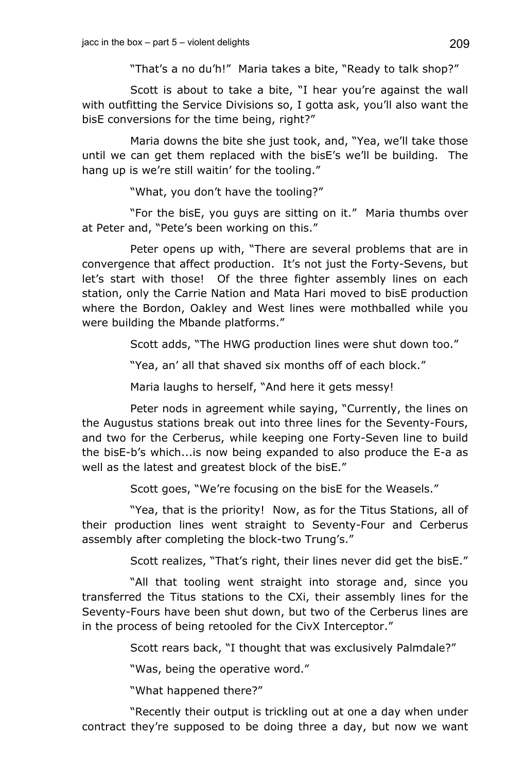"That's a no du'h!" Maria takes a bite, "Ready to talk shop?"

Scott is about to take a bite, "I hear you're against the wall with outfitting the Service Divisions so, I gotta ask, you'll also want the bisE conversions for the time being, right?"

Maria downs the bite she just took, and, "Yea, we'll take those until we can get them replaced with the bisE's we'll be building. The hang up is we're still waitin' for the tooling."

"What, you don't have the tooling?"

"For the bisE, you guys are sitting on it." Maria thumbs over at Peter and, "Pete's been working on this."

Peter opens up with, "There are several problems that are in convergence that affect production. It's not just the Forty-Sevens, but let's start with those! Of the three fighter assembly lines on each station, only the Carrie Nation and Mata Hari moved to bisE production where the Bordon, Oakley and West lines were mothballed while you were building the Mbande platforms."

Scott adds, "The HWG production lines were shut down too."

"Yea, an' all that shaved six months off of each block."

Maria laughs to herself, "And here it gets messy!

Peter nods in agreement while saying, "Currently, the lines on the Augustus stations break out into three lines for the Seventy-Fours, and two for the Cerberus, while keeping one Forty-Seven line to build the bisE-b's which...is now being expanded to also produce the E-a as well as the latest and greatest block of the bisE."

Scott goes, "We're focusing on the bisE for the Weasels."

"Yea, that is the priority! Now, as for the Titus Stations, all of their production lines went straight to Seventy-Four and Cerberus assembly after completing the block-two Trung's."

Scott realizes, "That's right, their lines never did get the bisE."

"All that tooling went straight into storage and, since you transferred the Titus stations to the CXi, their assembly lines for the Seventy-Fours have been shut down, but two of the Cerberus lines are in the process of being retooled for the CivX Interceptor."

Scott rears back, "I thought that was exclusively Palmdale?"

"Was, being the operative word."

"What happened there?"

"Recently their output is trickling out at one a day when under contract they're supposed to be doing three a day, but now we want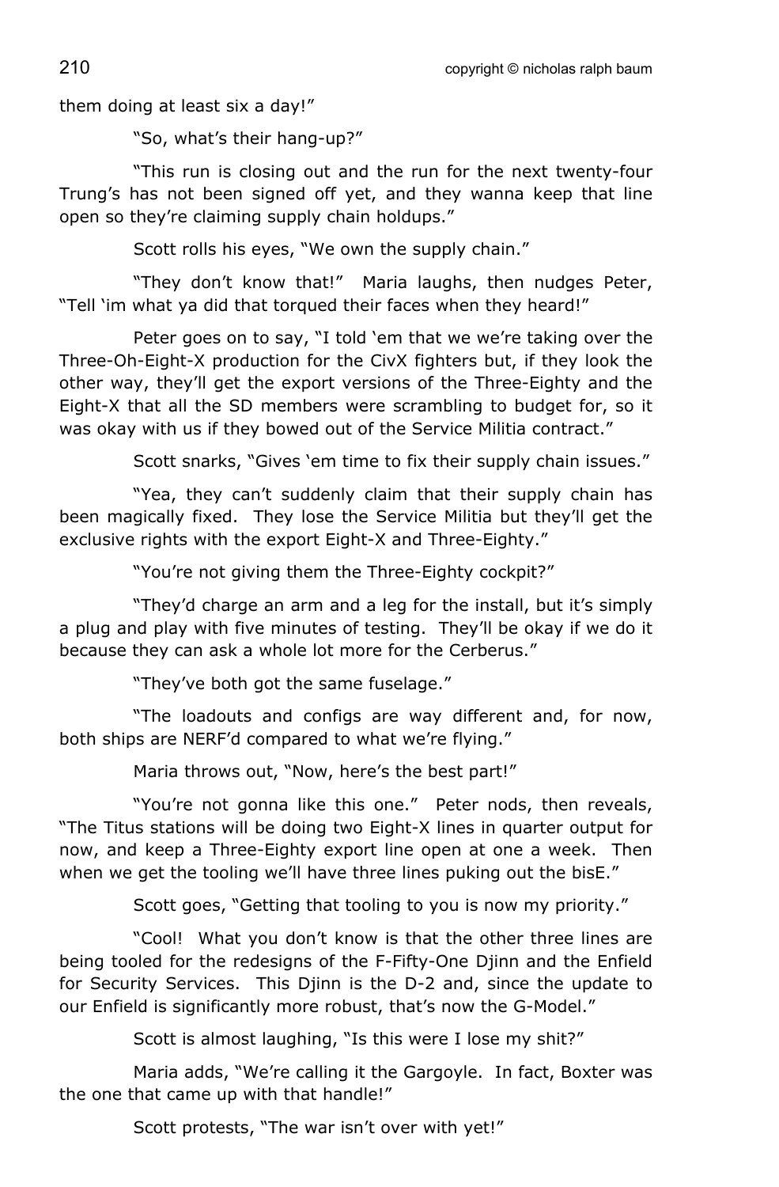them doing at least six a day!"

"So, what's their hang-up?"

"This run is closing out and the run for the next twenty-four Trung's has not been signed off yet, and they wanna keep that line open so they're claiming supply chain holdups."

Scott rolls his eyes, "We own the supply chain."

"They don't know that!" Maria laughs, then nudges Peter, "Tell 'im what ya did that torqued their faces when they heard!"

Peter goes on to say, "I told 'em that we we're taking over the Three-Oh-Eight-X production for the CivX fighters but, if they look the other way, they'll get the export versions of the Three-Eighty and the Eight-X that all the SD members were scrambling to budget for, so it was okay with us if they bowed out of the Service Militia contract."

Scott snarks, "Gives 'em time to fix their supply chain issues."

"Yea, they can't suddenly claim that their supply chain has been magically fixed. They lose the Service Militia but they'll get the exclusive rights with the export Eight-X and Three-Eighty."

"You're not giving them the Three-Eighty cockpit?"

"They'd charge an arm and a leg for the install, but it's simply a plug and play with five minutes of testing. They'll be okay if we do it because they can ask a whole lot more for the Cerberus."

"They've both got the same fuselage."

"The loadouts and configs are way different and, for now, both ships are NERF'd compared to what we're flying."

Maria throws out, "Now, here's the best part!"

"You're not gonna like this one." Peter nods, then reveals, "The Titus stations will be doing two Eight-X lines in quarter output for now, and keep a Three-Eighty export line open at one a week. Then when we get the tooling we'll have three lines puking out the bisE."

Scott goes, "Getting that tooling to you is now my priority."

"Cool! What you don't know is that the other three lines are being tooled for the redesigns of the F-Fifty-One Djinn and the Enfield for Security Services. This Djinn is the D-2 and, since the update to our Enfield is significantly more robust, that's now the G-Model."

Scott is almost laughing, "Is this were I lose my shit?"

Maria adds, "We're calling it the Gargoyle. In fact, Boxter was the one that came up with that handle!"

Scott protests, "The war isn't over with yet!"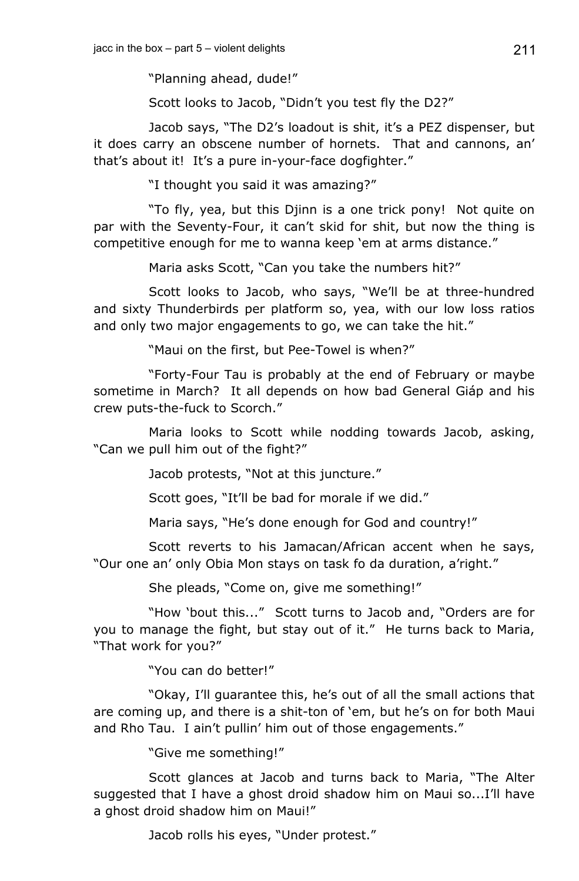"Planning ahead, dude!"

Scott looks to Jacob, "Didn't you test fly the D2?"

Jacob says, "The D2's loadout is shit, it's a PEZ dispenser, but it does carry an obscene number of hornets. That and cannons, an' that's about it! It's a pure in-your-face dogfighter."

"I thought you said it was amazing?"

"To fly, yea, but this Djinn is a one trick pony! Not quite on par with the Seventy-Four, it can't skid for shit, but now the thing is competitive enough for me to wanna keep 'em at arms distance."

Maria asks Scott, "Can you take the numbers hit?"

Scott looks to Jacob, who says, "We'll be at three-hundred and sixty Thunderbirds per platform so, yea, with our low loss ratios and only two major engagements to go, we can take the hit."

"Maui on the first, but Pee-Towel is when?"

"Forty-Four Tau is probably at the end of February or maybe sometime in March? It all depends on how bad General Giáp and his crew puts-the-fuck to Scorch."

Maria looks to Scott while nodding towards Jacob, asking, "Can we pull him out of the fight?"

Jacob protests, "Not at this juncture."

Scott goes, "It'll be bad for morale if we did."

Maria says, "He's done enough for God and country!"

Scott reverts to his Jamacan/African accent when he says, "Our one an' only Obia Mon stays on task fo da duration, a'right."

She pleads, "Come on, give me something!"

"How 'bout this..." Scott turns to Jacob and, "Orders are for you to manage the fight, but stay out of it." He turns back to Maria, "That work for you?"

"You can do better!"

"Okay, I'll guarantee this, he's out of all the small actions that are coming up, and there is a shit-ton of 'em, but he's on for both Maui and Rho Tau. I ain't pullin' him out of those engagements."

"Give me something!"

Scott glances at Jacob and turns back to Maria, "The Alter suggested that I have a ghost droid shadow him on Maui so...I'll have a ghost droid shadow him on Maui!"

Jacob rolls his eyes, "Under protest."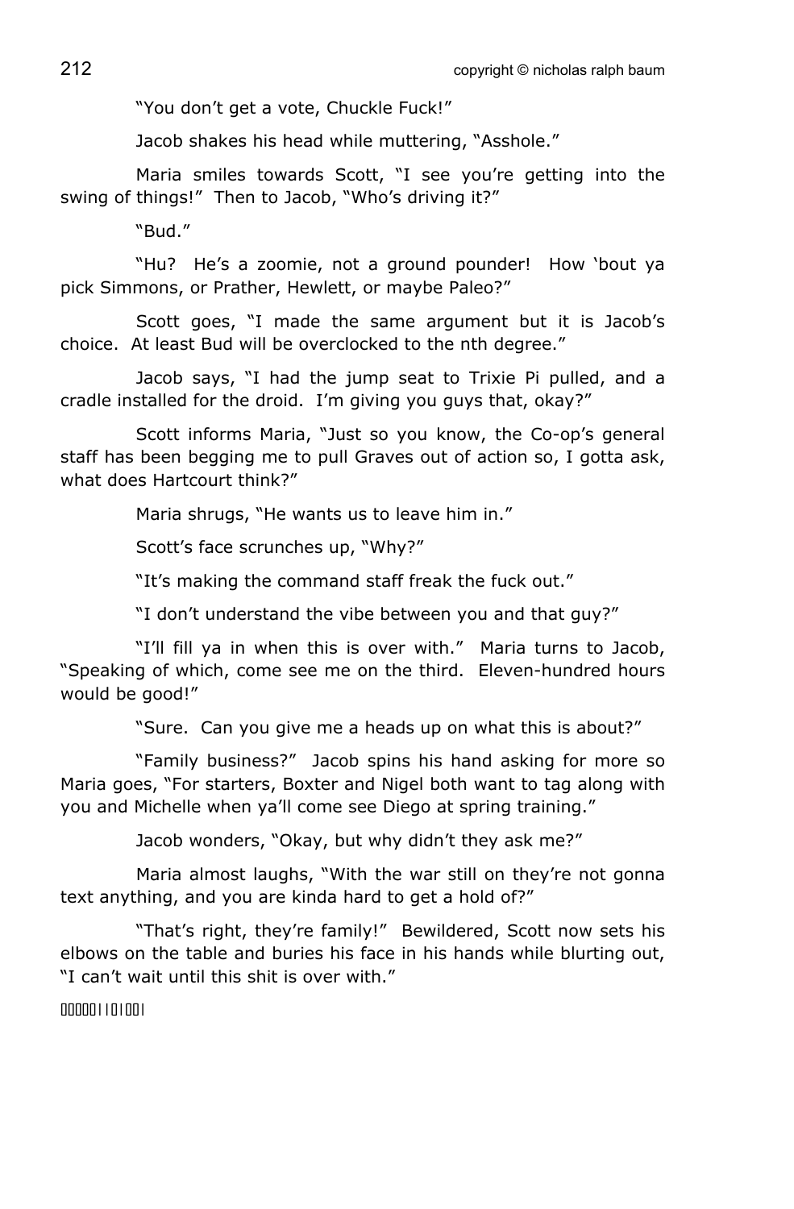"You don't get a vote, Chuckle Fuck!"

Jacob shakes his head while muttering, "Asshole."

Maria smiles towards Scott, "I see you're getting into the swing of things!" Then to Jacob, "Who's driving it?"

"Bud."

"Hu? He's a zoomie, not a ground pounder! How 'bout ya pick Simmons, or Prather, Hewlett, or maybe Paleo?"

Scott goes, "I made the same argument but it is Jacob's choice. At least Bud will be overclocked to the nth degree."

Jacob says, "I had the jump seat to Trixie Pi pulled, and a cradle installed for the droid. I'm giving you guys that, okay?"

Scott informs Maria, "Just so you know, the Co-op's general staff has been begging me to pull Graves out of action so, I gotta ask, what does Hartcourt think?"

Maria shrugs, "He wants us to leave him in."

Scott's face scrunches up, "Why?"

"It's making the command staff freak the fuck out."

"I don't understand the vibe between you and that guy?"

"I'll fill ya in when this is over with." Maria turns to Jacob, "Speaking of which, come see me on the third. Eleven-hundred hours would be good!"

"Sure. Can you give me a heads up on what this is about?"

"Family business?" Jacob spins his hand asking for more so Maria goes, "For starters, Boxter and Nigel both want to tag along with you and Michelle when ya'll come see Diego at spring training."

Jacob wonders, "Okay, but why didn't they ask me?"

Maria almost laughs, "With the war still on they're not gonna text anything, and you are kinda hard to get a hold of?"

"That's right, they're family!" Bewildered, Scott now sets his elbows on the table and buries his face in his hands while blurting out, "I can't wait until this shit is over with."